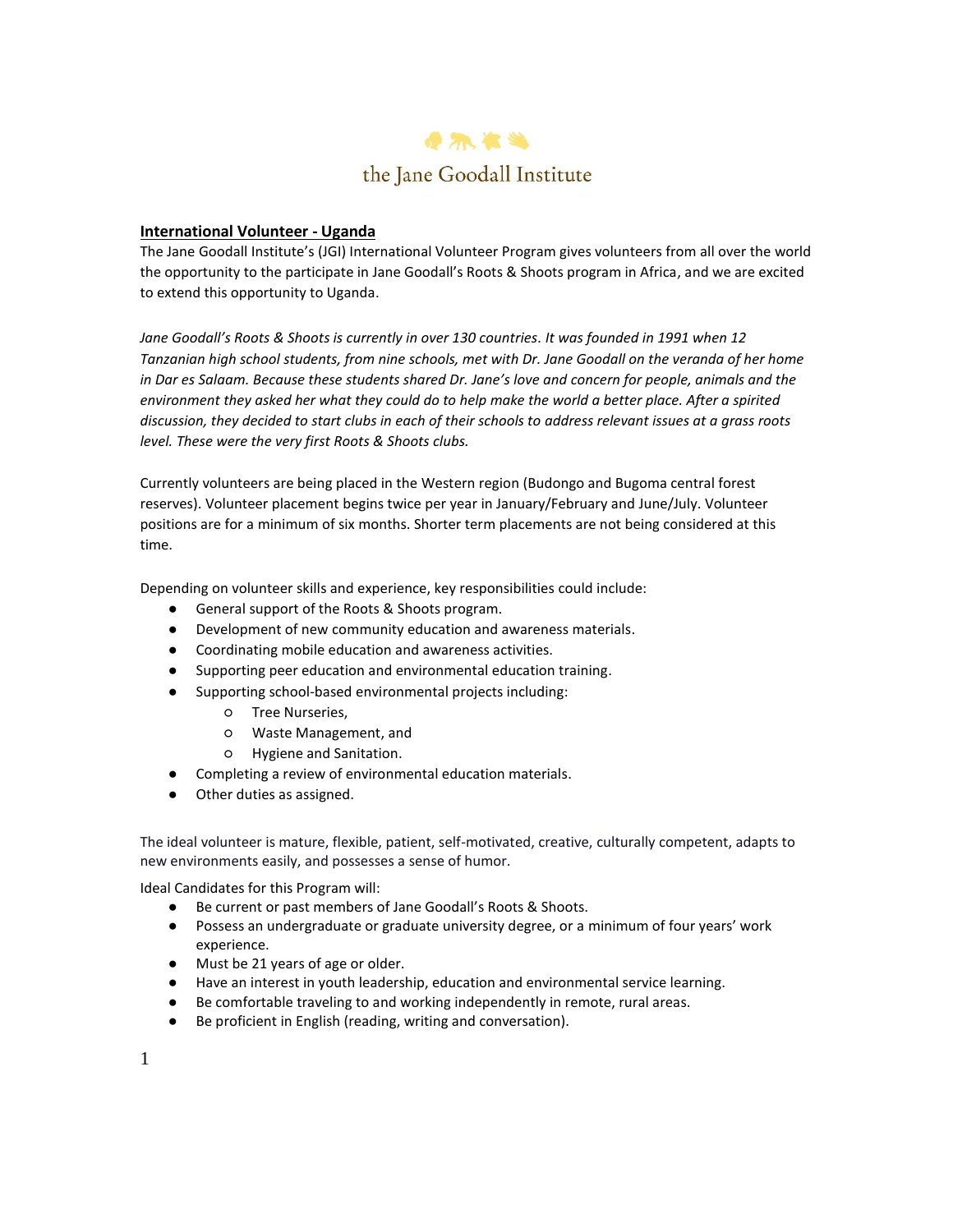the Jane Goodall Institute

**International Volunteer - Uganda**

The Jane Goodall Institute's (JGI) International Volunteer Program gives volunteers from all over the world the opportunity to the participate in Jane Goodall's Roots & Shoots program in Africa, and we are excited to extend this opportunity to Uganda.

*Jane Goodall's Roots & Shoots is currently in over 130 countries. It was founded in 1991 when 12 Tanzanian high school students, from nine schools, met with Dr. Jane Goodall on the veranda of her home in Dar es Salaam. Because these students shared Dr. Jane's love and concern for people, animals and the environment they asked her what they could do to help make the world a better place. After a spirited discussion, they decided to start clubs in each of their schools to address relevant issues at a grass roots level. These were the very first Roots & Shoots clubs.*

Currently volunteers are being placed in the Western region (Budongo and Bugoma central forest reserves). Volunteer placement begins twice per year in January/February and June/July. Volunteer positions are for a minimum of six months. Shorter term placements are not being considered at this time.

Depending on volunteer skills and experience, key responsibilities could include:

- General support of the Roots & Shoots program.
- Development of new community education and awareness materials.
- Coordinating mobile education and awareness activities.
- Supporting peer education and environmental education training.
- Supporting school-based environmental projects including:
  - Tree Nurseries,
  - Waste Management, and
  - Hygiene and Sanitation.
- Completing a review of environmental education materials.
- Other duties as assigned.

The ideal volunteer is mature, flexible, patient, self-motivated, creative, culturally competent, adapts to new environments easily, and possesses a sense of humor.

Ideal Candidates for this Program will:

- Be current or past members of Jane Goodall's Roots & Shoots.
- Possess an undergraduate or graduate university degree, or a minimum of four years' work experience.
- Must be 21 years of age or older.
- Have an interest in youth leadership, education and environmental service learning.
- Be comfortable traveling to and working independently in remote, rural areas.
- Be proficient in English (reading, writing and conversation).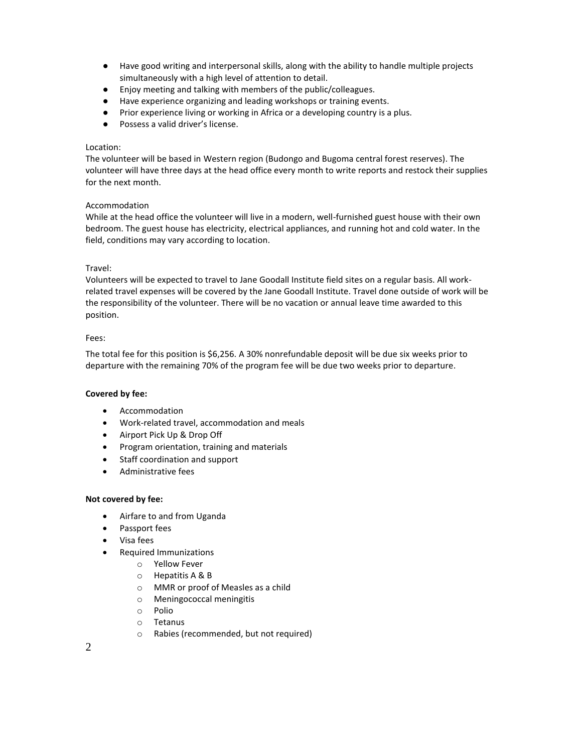- Have good writing and interpersonal skills, along with the ability to handle multiple projects simultaneously with a high level of attention to detail.
- Enjoy meeting and talking with members of the public/colleagues.
- Have experience organizing and leading workshops or training events.
- Prior experience living or working in Africa or a developing country is a plus.
- Possess a valid driver's license.

Location:

The volunteer will be based in Western region (Budongo and Bugoma central forest reserves). The volunteer will have three days at the head office every month to write reports and restock their supplies for the next month.

Accommodation

While at the head office the volunteer will live in a modern, well-furnished guest house with their own bedroom. The guest house has electricity, electrical appliances, and running hot and cold water. In the field, conditions may vary according to location.

Travel:

Volunteers will be expected to travel to Jane Goodall Institute field sites on a regular basis. All work-related travel expenses will be covered by the Jane Goodall Institute. Travel done outside of work will be the responsibility of the volunteer. There will be no vacation or annual leave time awarded to this position.

Fees:

The total fee for this position is $6,256. A 30% nonrefundable deposit will be due six weeks prior to departure with the remaining 70% of the program fee will be due two weeks prior to departure.

**Covered by fee:**

- Accommodation
- Work-related travel, accommodation and meals
- Airport Pick Up & Drop Off
- Program orientation, training and materials
- Staff coordination and support
- Administrative fees

**Not covered by fee:**

- Airfare to and from Uganda
- Passport fees
- Visa fees
- Required Immunizations
  - Yellow Fever
  - Hepatitis A & B
  - MMR or proof of Measles as a child
  - Meningococcal meningitis
  - Polio
  - Tetanus
  - Rabies (recommended, but not required)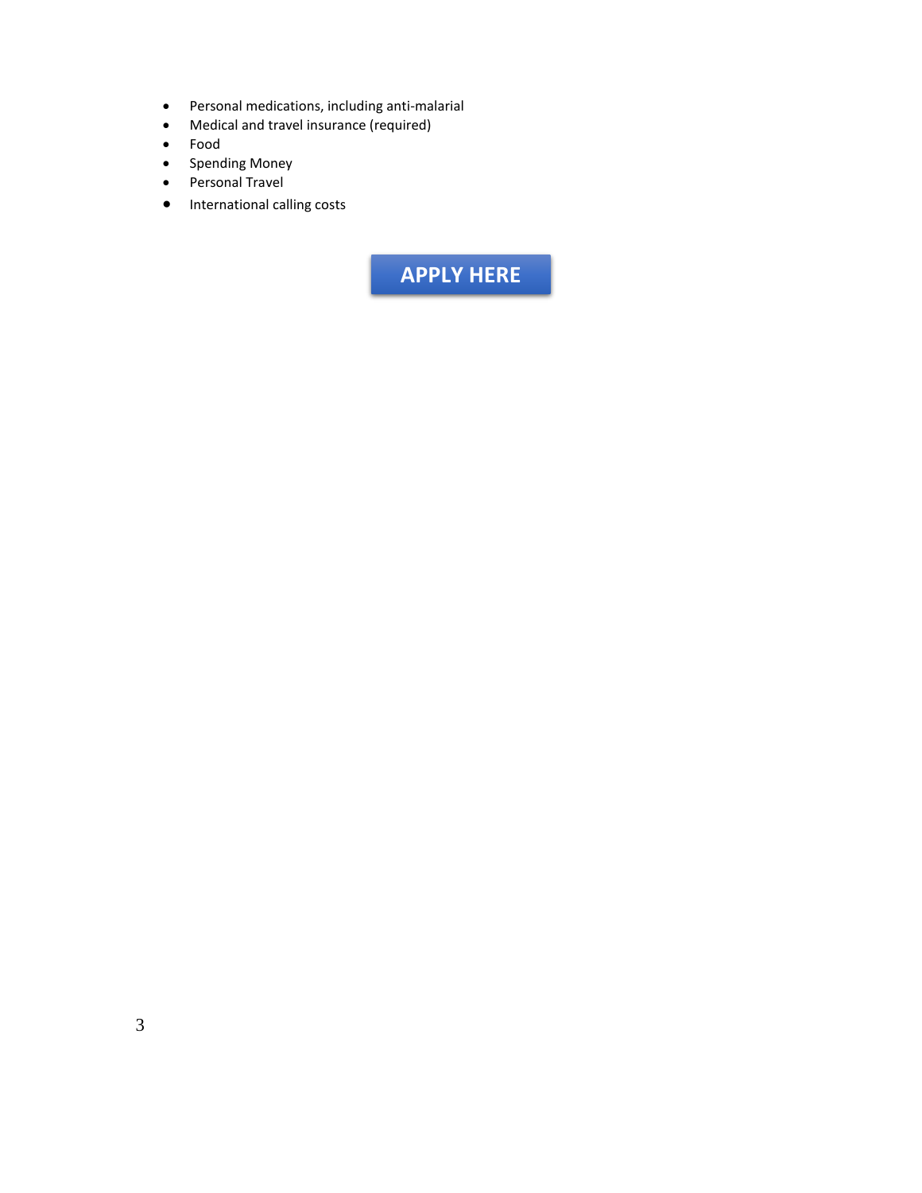- Personal medications, including anti-malarial
- Medical and travel insurance (required)
- Food
- Spending Money
- Personal Travel
- International calling costs

**APPLY HERE**